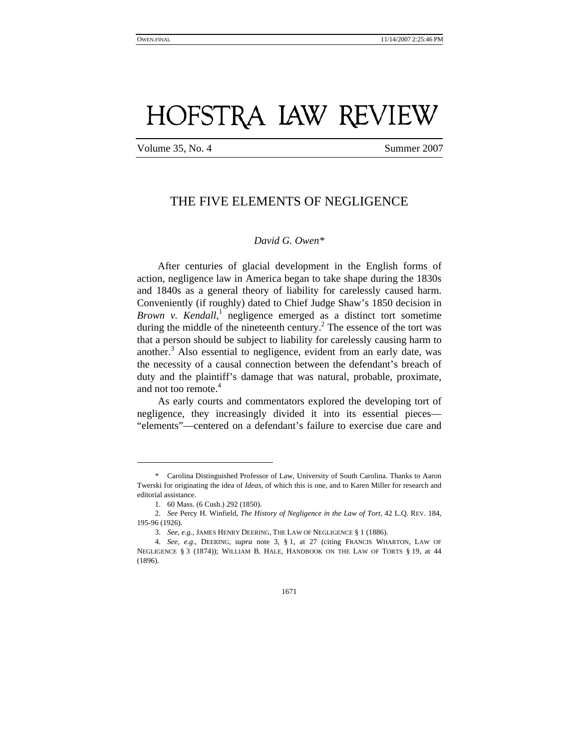# THE FIVE ELEMENTS OF NEGLIGENCE

*David G. Owen**

After centuries of glacial development in the English forms of action, negligence law in America began to take shape during the 1830s and 1840s as a general theory of liability for carelessly caused harm. Conveniently (if roughly) dated to Chief Judge Shaw's 1850 decision in *Brown v. Kendall*,[1] negligence emerged as a distinct tort sometime during the middle of the nineteenth century.[2] The essence of the tort was that a person should be subject to liability for carelessly causing harm to another.[3] Also essential to negligence, evident from an early date, was the necessity of a causal connection between the defendant's breach of duty and the plaintiff's damage that was natural, probable, proximate, and not too remote.[4]

As early courts and commentators explored the developing tort of negligence, they increasingly divided it into its essential pieces—"elements"—centered on a defendant's failure to exercise due care and

---

\* Carolina Distinguished Professor of Law, University of South Carolina. Thanks to Aaron Twerski for originating the idea of *Ideas*, of which this is one, and to Karen Miller for research and editorial assistance.

1. 60 Mass. (6 Cush.) 292 (1850).

2. *See* Percy H. Winfield, *The History of Negligence in the Law of Tort*, 42 L.Q. REV. 184, 195-96 (1926).

3. *See, e.g.*, JAMES HENRY DEERING, THE LAW OF NEGLIGENCE § 1 (1886).

4. *See, e.g.*, DEERING, *supra* note 3, § 1, at 27 (citing FRANCIS WHARTON, LAW OF NEGLIGENCE § 3 (1874)); WILLIAM B. HALE, HANDBOOK ON THE LAW OF TORTS § 19, at 44 (1896).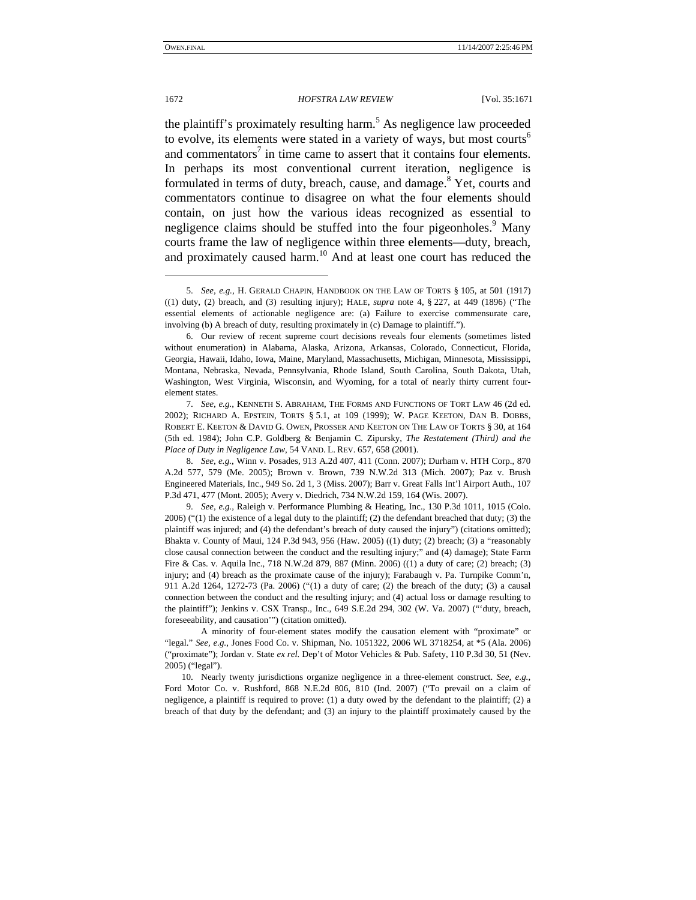the plaintiff's proximately resulting harm.[5] As negligence law proceeded to evolve, its elements were stated in a variety of ways, but most courts[6] and commentators[7] in time came to assert that it contains four elements. In perhaps its most conventional current iteration, negligence is formulated in terms of duty, breach, cause, and damage.[8] Yet, courts and commentators continue to disagree on what the four elements should contain, on just how the various ideas recognized as essential to negligence claims should be stuffed into the four pigeonholes.[9] Many courts frame the law of negligence within three elements—duty, breach, and proximately caused harm.[10] And at least one court has reduced the

---

5. *See, e.g.*, H. GERALD CHAPIN, HANDBOOK ON THE LAW OF TORTS § 105, at 501 (1917) ((1) duty, (2) breach, and (3) resulting injury); HALE, *supra* note 4, § 227, at 449 (1896) ("The essential elements of actionable negligence are: (a) Failure to exercise commensurate care, involving (b) A breach of duty, resulting proximately in (c) Damage to plaintiff.").

6. Our review of recent supreme court decisions reveals four elements (sometimes listed without enumeration) in Alabama, Alaska, Arizona, Arkansas, Colorado, Connecticut, Florida, Georgia, Hawaii, Idaho, Iowa, Maine, Maryland, Massachusetts, Michigan, Minnesota, Mississippi, Montana, Nebraska, Nevada, Pennsylvania, Rhode Island, South Carolina, South Dakota, Utah, Washington, West Virginia, Wisconsin, and Wyoming, for a total of nearly thirty current four-element states.

7. *See, e.g.*, KENNETH S. ABRAHAM, THE FORMS AND FUNCTIONS OF TORT LAW 46 (2d ed. 2002); RICHARD A. EPSTEIN, TORTS § 5.1, at 109 (1999); W. PAGE KEETON, DAN B. DOBBS, ROBERT E. KEETON & DAVID G. OWEN, PROSSER AND KEETON ON THE LAW OF TORTS § 30, at 164 (5th ed. 1984); John C.P. Goldberg & Benjamin C. Zipursky, *The Restatement (Third) and the Place of Duty in Negligence Law*, 54 VAND. L. REV. 657, 658 (2001).

8. *See, e.g.*, Winn v. Posades, 913 A.2d 407, 411 (Conn. 2007); Durham v. HTH Corp., 870 A.2d 577, 579 (Me. 2005); Brown v. Brown, 739 N.W.2d 313 (Mich. 2007); Paz v. Brush Engineered Materials, Inc., 949 So. 2d 1, 3 (Miss. 2007); Barr v. Great Falls Int'l Airport Auth., 107 P.3d 471, 477 (Mont. 2005); Avery v. Diedrich, 734 N.W.2d 159, 164 (Wis. 2007).

9. *See, e.g.*, Raleigh v. Performance Plumbing & Heating, Inc., 130 P.3d 1011, 1015 (Colo. 2006) ("(1) the existence of a legal duty to the plaintiff; (2) the defendant breached that duty; (3) the plaintiff was injured; and (4) the defendant's breach of duty caused the injury") (citations omitted); Bhakta v. County of Maui, 124 P.3d 943, 956 (Haw. 2005) ((1) duty; (2) breach; (3) a "reasonably close causal connection between the conduct and the resulting injury;" and (4) damage); State Farm Fire & Cas. v. Aquila Inc., 718 N.W.2d 879, 887 (Minn. 2006) ((1) a duty of care; (2) breach; (3) injury; and (4) breach as the proximate cause of the injury); Farabaugh v. Pa. Turnpike Comm'n, 911 A.2d 1264, 1272-73 (Pa. 2006) ("(1) a duty of care; (2) the breach of the duty; (3) a causal connection between the conduct and the resulting injury; and (4) actual loss or damage resulting to the plaintiff"); Jenkins v. CSX Transp., Inc., 649 S.E.2d 294, 302 (W. Va. 2007) ("'duty, breach, foreseeability, and causation'") (citation omitted).

A minority of four-element states modify the causation element with "proximate" or "legal." *See, e.g.*, Jones Food Co. v. Shipman, No. 1051322, 2006 WL 3718254, at *5 (Ala. 2006) ("proximate"); Jordan v. State *ex rel.* Dep't of Motor Vehicles & Pub. Safety, 110 P.3d 30, 51 (Nev. 2005) ("legal").

10. Nearly twenty jurisdictions organize negligence in a three-element construct. *See, e.g.*, Ford Motor Co. v. Rushford, 868 N.E.2d 806, 810 (Ind. 2007) ("To prevail on a claim of negligence, a plaintiff is required to prove: (1) a duty owed by the defendant to the plaintiff; (2) a breach of that duty by the defendant; and (3) an injury to the plaintiff proximately caused by the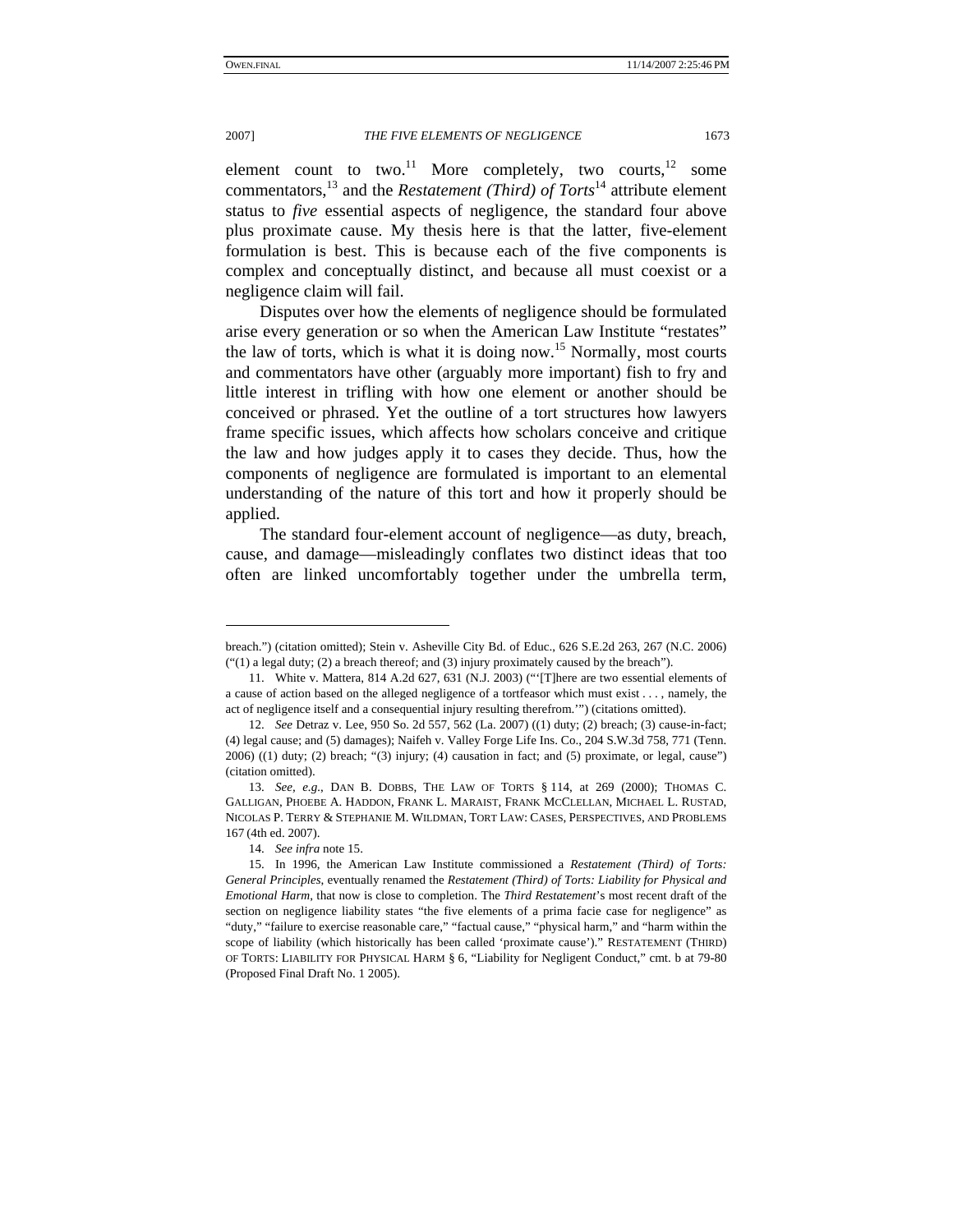element count to two.[11] More completely, two courts,[12] some commentators,[13] and the *Restatement (Third) of Torts*[14] attribute element status to *five* essential aspects of negligence, the standard four above plus proximate cause. My thesis here is that the latter, five-element formulation is best. This is because each of the five components is complex and conceptually distinct, and because all must coexist or a negligence claim will fail.

Disputes over how the elements of negligence should be formulated arise every generation or so when the American Law Institute "restates" the law of torts, which is what it is doing now.[15] Normally, most courts and commentators have other (arguably more important) fish to fry and little interest in trifling with how one element or another should be conceived or phrased. Yet the outline of a tort structures how lawyers frame specific issues, which affects how scholars conceive and critique the law and how judges apply it to cases they decide. Thus, how the components of negligence are formulated is important to an elemental understanding of the nature of this tort and how it properly should be applied.

The standard four-element account of negligence—as duty, breach, cause, and damage—misleadingly conflates two distinct ideas that too often are linked uncomfortably together under the umbrella term,

---

breach.") (citation omitted); Stein v. Asheville City Bd. of Educ., 626 S.E.2d 263, 267 (N.C. 2006) ("(1) a legal duty; (2) a breach thereof; and (3) injury proximately caused by the breach").

11. White v. Mattera, 814 A.2d 627, 631 (N.J. 2003) ("'[T]here are two essential elements of a cause of action based on the alleged negligence of a tortfeasor which must exist . . . , namely, the act of negligence itself and a consequential injury resulting therefrom.'") (citations omitted).

12. *See* Detraz v. Lee, 950 So. 2d 557, 562 (La. 2007) ((1) duty; (2) breach; (3) cause-in-fact; (4) legal cause; and (5) damages); Naifeh v. Valley Forge Life Ins. Co., 204 S.W.3d 758, 771 (Tenn. 2006) ((1) duty; (2) breach; "(3) injury; (4) causation in fact; and (5) proximate, or legal, cause") (citation omitted).

13. *See, e.g.*, DAN B. DOBBS, THE LAW OF TORTS § 114, at 269 (2000); THOMAS C. GALLIGAN, PHOEBE A. HADDON, FRANK L. MARAIST, FRANK MCCLELLAN, MICHAEL L. RUSTAD, NICOLAS P. TERRY & STEPHANIE M. WILDMAN, TORT LAW: CASES, PERSPECTIVES, AND PROBLEMS 167 (4th ed. 2007).

14. *See infra* note 15.

15. In 1996, the American Law Institute commissioned a *Restatement (Third) of Torts: General Principles*, eventually renamed the *Restatement (Third) of Torts: Liability for Physical and Emotional Harm*, that now is close to completion. The *Third Restatement*'s most recent draft of the section on negligence liability states "the five elements of a prima facie case for negligence" as "duty," "failure to exercise reasonable care," "factual cause," "physical harm," and "harm within the scope of liability (which historically has been called 'proximate cause')." RESTATEMENT (THIRD) OF TORTS: LIABILITY FOR PHYSICAL HARM § 6, "Liability for Negligent Conduct," cmt. b at 79-80 (Proposed Final Draft No. 1 2005).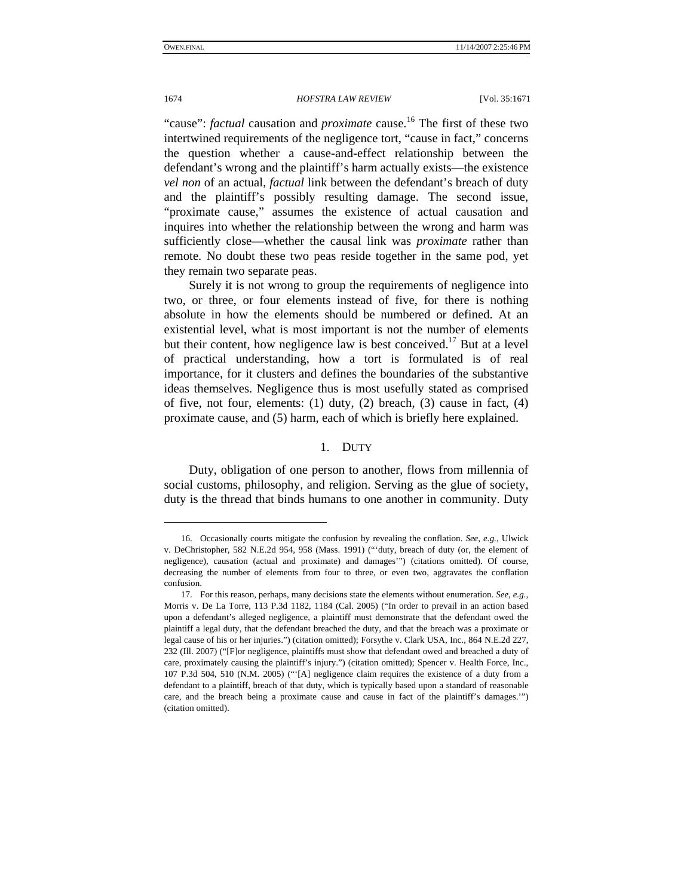"cause": *factual* causation and *proximate* cause.[16] The first of these two intertwined requirements of the negligence tort, "cause in fact," concerns the question whether a cause-and-effect relationship between the defendant's wrong and the plaintiff's harm actually exists—the existence *vel non* of an actual, *factual* link between the defendant's breach of duty and the plaintiff's possibly resulting damage. The second issue, "proximate cause," assumes the existence of actual causation and inquires into whether the relationship between the wrong and harm was sufficiently close—whether the causal link was *proximate* rather than remote. No doubt these two peas reside together in the same pod, yet they remain two separate peas.

Surely it is not wrong to group the requirements of negligence into two, or three, or four elements instead of five, for there is nothing absolute in how the elements should be numbered or defined. At an existential level, what is most important is not the number of elements but their content, how negligence law is best conceived.[17] But at a level of practical understanding, how a tort is formulated is of real importance, for it clusters and defines the boundaries of the substantive ideas themselves. Negligence thus is most usefully stated as comprised of five, not four, elements: (1) duty, (2) breach, (3) cause in fact, (4) proximate cause, and (5) harm, each of which is briefly here explained.

### 1. DUTY

Duty, obligation of one person to another, flows from millennia of social customs, philosophy, and religion. Serving as the glue of society, duty is the thread that binds humans to one another in community. Duty

---

16. Occasionally courts mitigate the confusion by revealing the conflation. *See, e.g.*, Ulwick v. DeChristopher, 582 N.E.2d 954, 958 (Mass. 1991) ("'duty, breach of duty (or, the element of negligence), causation (actual and proximate) and damages'") (citations omitted). Of course, decreasing the number of elements from four to three, or even two, aggravates the conflation confusion.

17. For this reason, perhaps, many decisions state the elements without enumeration. *See, e.g.*, Morris v. De La Torre, 113 P.3d 1182, 1184 (Cal. 2005) ("In order to prevail in an action based upon a defendant's alleged negligence, a plaintiff must demonstrate that the defendant owed the plaintiff a legal duty, that the defendant breached the duty, and that the breach was a proximate or legal cause of his or her injuries.") (citation omitted); Forsythe v. Clark USA, Inc., 864 N.E.2d 227, 232 (Ill. 2007) ("[F]or negligence, plaintiffs must show that defendant owed and breached a duty of care, proximately causing the plaintiff's injury.") (citation omitted); Spencer v. Health Force, Inc., 107 P.3d 504, 510 (N.M. 2005) ("'[A] negligence claim requires the existence of a duty from a defendant to a plaintiff, breach of that duty, which is typically based upon a standard of reasonable care, and the breach being a proximate cause and cause in fact of the plaintiff's damages.'") (citation omitted).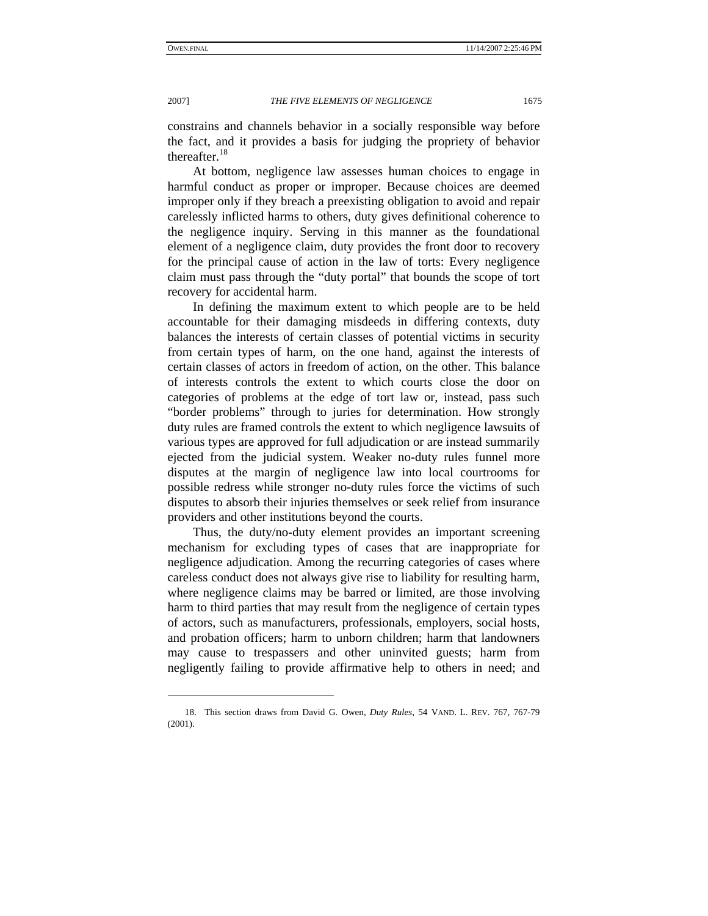constrains and channels behavior in a socially responsible way before the fact, and it provides a basis for judging the propriety of behavior thereafter.[18]

At bottom, negligence law assesses human choices to engage in harmful conduct as proper or improper. Because choices are deemed improper only if they breach a preexisting obligation to avoid and repair carelessly inflicted harms to others, duty gives definitional coherence to the negligence inquiry. Serving in this manner as the foundational element of a negligence claim, duty provides the front door to recovery for the principal cause of action in the law of torts: Every negligence claim must pass through the "duty portal" that bounds the scope of tort recovery for accidental harm.

In defining the maximum extent to which people are to be held accountable for their damaging misdeeds in differing contexts, duty balances the interests of certain classes of potential victims in security from certain types of harm, on the one hand, against the interests of certain classes of actors in freedom of action, on the other. This balance of interests controls the extent to which courts close the door on categories of problems at the edge of tort law or, instead, pass such "border problems" through to juries for determination. How strongly duty rules are framed controls the extent to which negligence lawsuits of various types are approved for full adjudication or are instead summarily ejected from the judicial system. Weaker no-duty rules funnel more disputes at the margin of negligence law into local courtrooms for possible redress while stronger no-duty rules force the victims of such disputes to absorb their injuries themselves or seek relief from insurance providers and other institutions beyond the courts.

Thus, the duty/no-duty element provides an important screening mechanism for excluding types of cases that are inappropriate for negligence adjudication. Among the recurring categories of cases where careless conduct does not always give rise to liability for resulting harm, where negligence claims may be barred or limited, are those involving harm to third parties that may result from the negligence of certain types of actors, such as manufacturers, professionals, employers, social hosts, and probation officers; harm to unborn children; harm that landowners may cause to trespassers and other uninvited guests; harm from negligently failing to provide affirmative help to others in need; and

---

18. This section draws from David G. Owen, *Duty Rules*, 54 VAND. L. REV. 767, 767-79 (2001).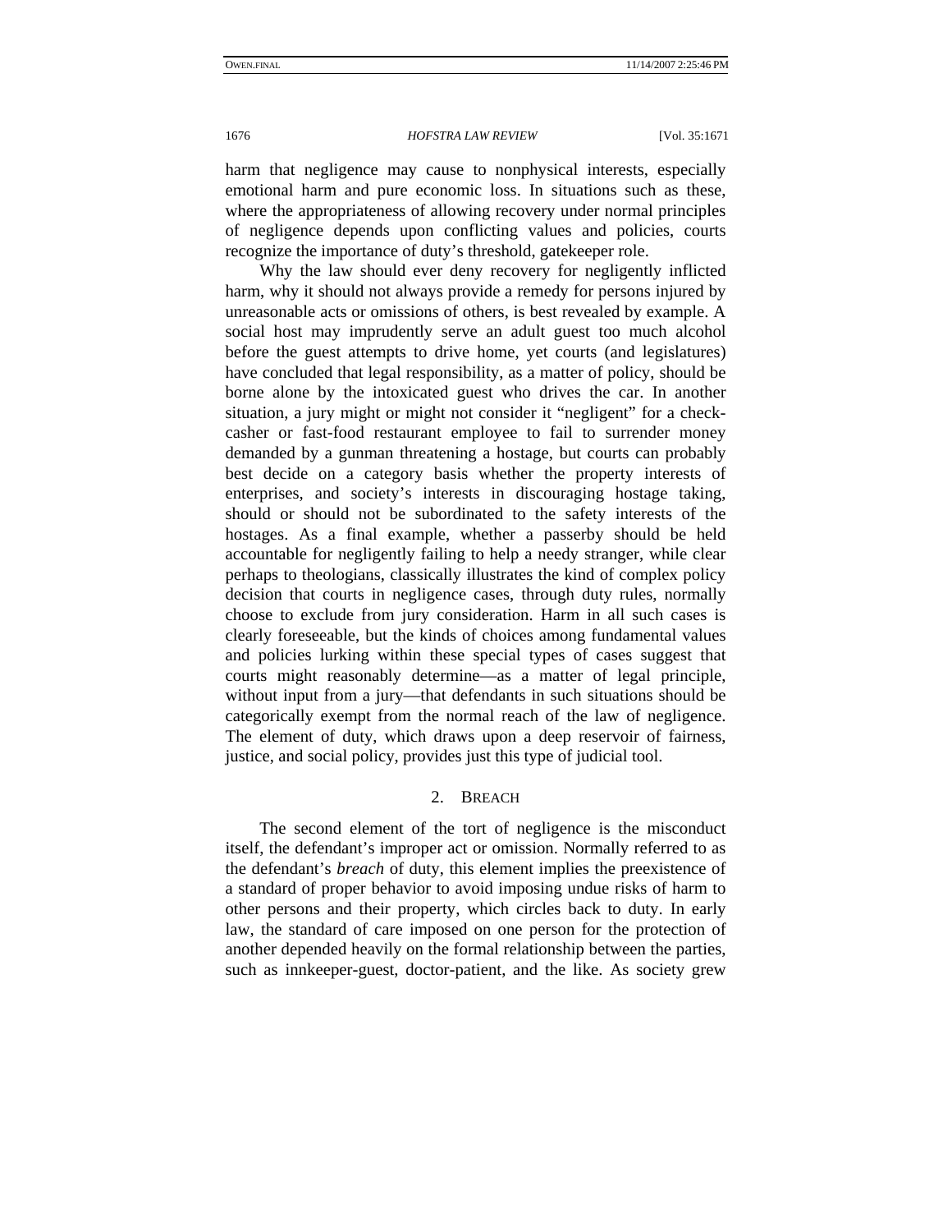harm that negligence may cause to nonphysical interests, especially emotional harm and pure economic loss. In situations such as these, where the appropriateness of allowing recovery under normal principles of negligence depends upon conflicting values and policies, courts recognize the importance of duty's threshold, gatekeeper role.

Why the law should ever deny recovery for negligently inflicted harm, why it should not always provide a remedy for persons injured by unreasonable acts or omissions of others, is best revealed by example. A social host may imprudently serve an adult guest too much alcohol before the guest attempts to drive home, yet courts (and legislatures) have concluded that legal responsibility, as a matter of policy, should be borne alone by the intoxicated guest who drives the car. In another situation, a jury might or might not consider it "negligent" for a check-casher or fast-food restaurant employee to fail to surrender money demanded by a gunman threatening a hostage, but courts can probably best decide on a category basis whether the property interests of enterprises, and society's interests in discouraging hostage taking, should or should not be subordinated to the safety interests of the hostages. As a final example, whether a passerby should be held accountable for negligently failing to help a needy stranger, while clear perhaps to theologians, classically illustrates the kind of complex policy decision that courts in negligence cases, through duty rules, normally choose to exclude from jury consideration. Harm in all such cases is clearly foreseeable, but the kinds of choices among fundamental values and policies lurking within these special types of cases suggest that courts might reasonably determine—as a matter of legal principle, without input from a jury—that defendants in such situations should be categorically exempt from the normal reach of the law of negligence. The element of duty, which draws upon a deep reservoir of fairness, justice, and social policy, provides just this type of judicial tool.

### 2. BREACH

The second element of the tort of negligence is the misconduct itself, the defendant's improper act or omission. Normally referred to as the defendant's *breach* of duty, this element implies the preexistence of a standard of proper behavior to avoid imposing undue risks of harm to other persons and their property, which circles back to duty. In early law, the standard of care imposed on one person for the protection of another depended heavily on the formal relationship between the parties, such as innkeeper-guest, doctor-patient, and the like. As society grew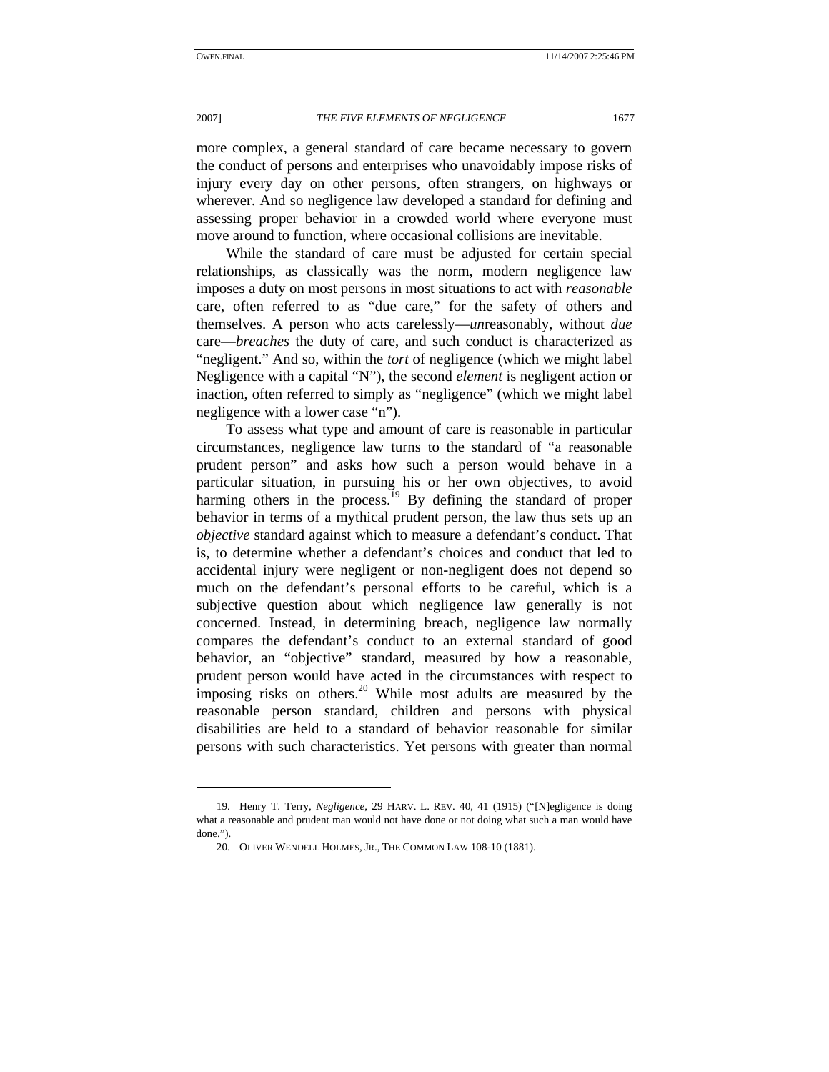more complex, a general standard of care became necessary to govern the conduct of persons and enterprises who unavoidably impose risks of injury every day on other persons, often strangers, on highways or wherever. And so negligence law developed a standard for defining and assessing proper behavior in a crowded world where everyone must move around to function, where occasional collisions are inevitable.

While the standard of care must be adjusted for certain special relationships, as classically was the norm, modern negligence law imposes a duty on most persons in most situations to act with *reasonable* care, often referred to as "due care," for the safety of others and themselves. A person who acts carelessly—*un*reasonably, without *due* care—*breaches* the duty of care, and such conduct is characterized as "negligent." And so, within the *tort* of negligence (which we might label Negligence with a capital "N"), the second *element* is negligent action or inaction, often referred to simply as "negligence" (which we might label negligence with a lower case "n").

To assess what type and amount of care is reasonable in particular circumstances, negligence law turns to the standard of "a reasonable prudent person" and asks how such a person would behave in a particular situation, in pursuing his or her own objectives, to avoid harming others in the process.[19] By defining the standard of proper behavior in terms of a mythical prudent person, the law thus sets up an *objective* standard against which to measure a defendant's conduct. That is, to determine whether a defendant's choices and conduct that led to accidental injury were negligent or non-negligent does not depend so much on the defendant's personal efforts to be careful, which is a subjective question about which negligence law generally is not concerned. Instead, in determining breach, negligence law normally compares the defendant's conduct to an external standard of good behavior, an "objective" standard, measured by how a reasonable, prudent person would have acted in the circumstances with respect to imposing risks on others.[20] While most adults are measured by the reasonable person standard, children and persons with physical disabilities are held to a standard of behavior reasonable for similar persons with such characteristics. Yet persons with greater than normal

---

19. Henry T. Terry, *Negligence*, 29 HARV. L. REV. 40, 41 (1915) ("[N]egligence is doing what a reasonable and prudent man would not have done or not doing what such a man would have done.").

20. OLIVER WENDELL HOLMES, JR., THE COMMON LAW 108-10 (1881).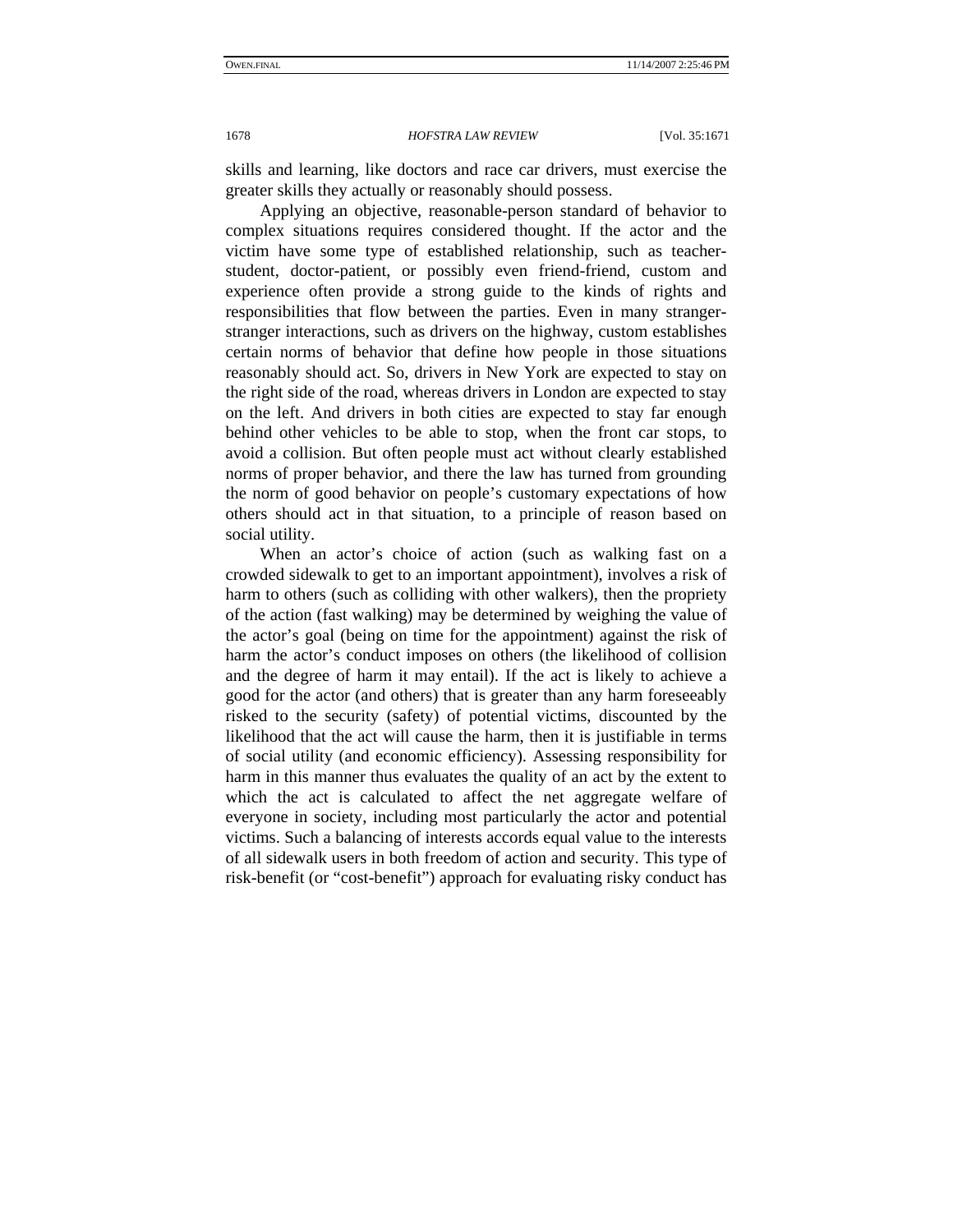skills and learning, like doctors and race car drivers, must exercise the greater skills they actually or reasonably should possess.

Applying an objective, reasonable-person standard of behavior to complex situations requires considered thought. If the actor and the victim have some type of established relationship, such as teacher-student, doctor-patient, or possibly even friend-friend, custom and experience often provide a strong guide to the kinds of rights and responsibilities that flow between the parties. Even in many stranger-stranger interactions, such as drivers on the highway, custom establishes certain norms of behavior that define how people in those situations reasonably should act. So, drivers in New York are expected to stay on the right side of the road, whereas drivers in London are expected to stay on the left. And drivers in both cities are expected to stay far enough behind other vehicles to be able to stop, when the front car stops, to avoid a collision. But often people must act without clearly established norms of proper behavior, and there the law has turned from grounding the norm of good behavior on people's customary expectations of how others should act in that situation, to a principle of reason based on social utility.

When an actor's choice of action (such as walking fast on a crowded sidewalk to get to an important appointment), involves a risk of harm to others (such as colliding with other walkers), then the propriety of the action (fast walking) may be determined by weighing the value of the actor's goal (being on time for the appointment) against the risk of harm the actor's conduct imposes on others (the likelihood of collision and the degree of harm it may entail). If the act is likely to achieve a good for the actor (and others) that is greater than any harm foreseeably risked to the security (safety) of potential victims, discounted by the likelihood that the act will cause the harm, then it is justifiable in terms of social utility (and economic efficiency). Assessing responsibility for harm in this manner thus evaluates the quality of an act by the extent to which the act is calculated to affect the net aggregate welfare of everyone in society, including most particularly the actor and potential victims. Such a balancing of interests accords equal value to the interests of all sidewalk users in both freedom of action and security. This type of risk-benefit (or "cost-benefit") approach for evaluating risky conduct has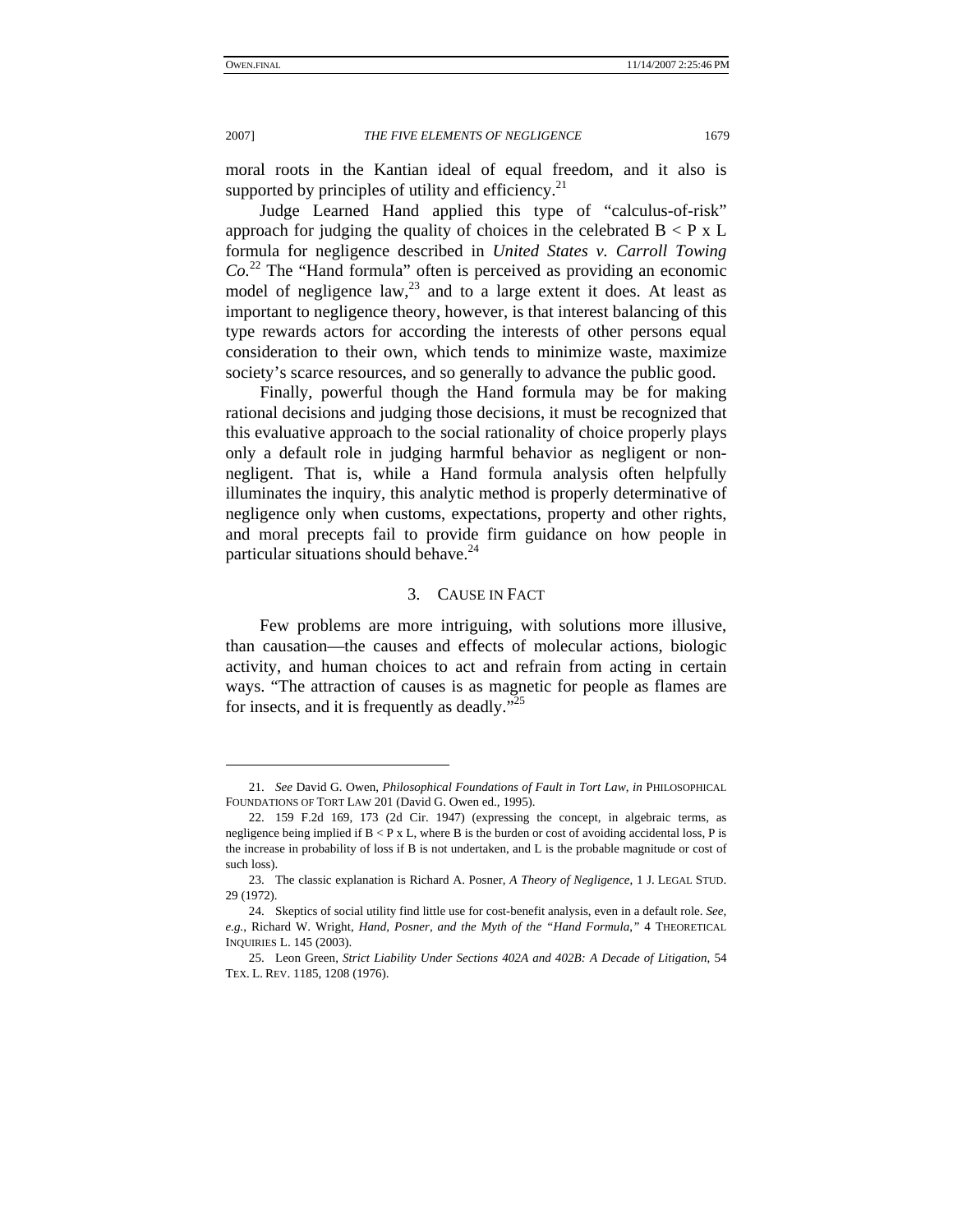moral roots in the Kantian ideal of equal freedom, and it also is supported by principles of utility and efficiency.[21]

Judge Learned Hand applied this type of "calculus-of-risk" approach for judging the quality of choices in the celebrated $B < P \times L$ formula for negligence described in *United States v. Carroll Towing Co.*[22] The "Hand formula" often is perceived as providing an economic model of negligence law,[23] and to a large extent it does. At least as important to negligence theory, however, is that interest balancing of this type rewards actors for according the interests of other persons equal consideration to their own, which tends to minimize waste, maximize society's scarce resources, and so generally to advance the public good.

Finally, powerful though the Hand formula may be for making rational decisions and judging those decisions, it must be recognized that this evaluative approach to the social rationality of choice properly plays only a default role in judging harmful behavior as negligent or non-negligent. That is, while a Hand formula analysis often helpfully illuminates the inquiry, this analytic method is properly determinative of negligence only when customs, expectations, property and other rights, and moral precepts fail to provide firm guidance on how people in particular situations should behave.[24]

### 3. Cause in Fact

Few problems are more intriguing, with solutions more illusive, than causation—the causes and effects of molecular actions, biologic activity, and human choices to act and refrain from acting in certain ways. "The attraction of causes is as magnetic for people as flames are for insects, and it is frequently as deadly."[25]

---

21. *See* David G. Owen, *Philosophical Foundations of Fault in Tort Law*, *in* PHILOSOPHICAL FOUNDATIONS OF TORT LAW 201 (David G. Owen ed., 1995).

22. 159 F.2d 169, 173 (2d Cir. 1947) (expressing the concept, in algebraic terms, as negligence being implied if $B < P \times L$, where B is the burden or cost of avoiding accidental loss, P is the increase in probability of loss if B is not undertaken, and L is the probable magnitude or cost of such loss).

23. The classic explanation is Richard A. Posner, *A Theory of Negligence*, 1 J. LEGAL STUD. 29 (1972).

24. Skeptics of social utility find little use for cost-benefit analysis, even in a default role. *See, e.g.*, Richard W. Wright, *Hand, Posner, and the Myth of the "Hand Formula,"* 4 THEORETICAL INQUIRIES L. 145 (2003).

25. Leon Green, *Strict Liability Under Sections 402A and 402B: A Decade of Litigation*, 54 TEX. L. REV. 1185, 1208 (1976).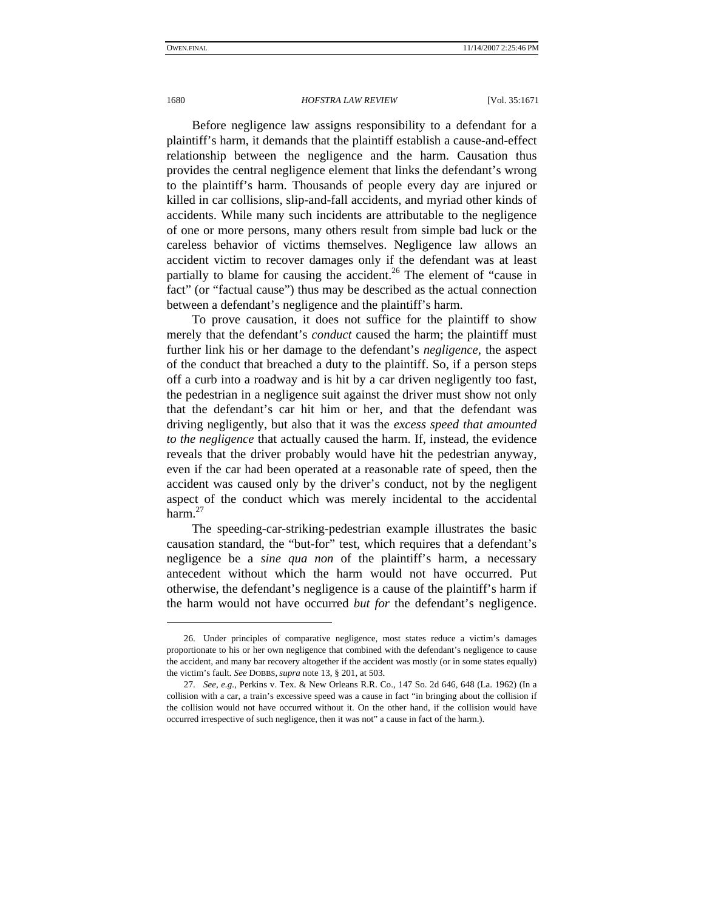Before negligence law assigns responsibility to a defendant for a plaintiff's harm, it demands that the plaintiff establish a cause-and-effect relationship between the negligence and the harm. Causation thus provides the central negligence element that links the defendant's wrong to the plaintiff's harm. Thousands of people every day are injured or killed in car collisions, slip-and-fall accidents, and myriad other kinds of accidents. While many such incidents are attributable to the negligence of one or more persons, many others result from simple bad luck or the careless behavior of victims themselves. Negligence law allows an accident victim to recover damages only if the defendant was at least partially to blame for causing the accident.[26] The element of "cause in fact" (or "factual cause") thus may be described as the actual connection between a defendant's negligence and the plaintiff's harm.

To prove causation, it does not suffice for the plaintiff to show merely that the defendant's *conduct* caused the harm; the plaintiff must further link his or her damage to the defendant's *negligence*, the aspect of the conduct that breached a duty to the plaintiff. So, if a person steps off a curb into a roadway and is hit by a car driven negligently too fast, the pedestrian in a negligence suit against the driver must show not only that the defendant's car hit him or her, and that the defendant was driving negligently, but also that it was the *excess speed that amounted to the negligence* that actually caused the harm. If, instead, the evidence reveals that the driver probably would have hit the pedestrian anyway, even if the car had been operated at a reasonable rate of speed, then the accident was caused only by the driver's conduct, not by the negligent aspect of the conduct which was merely incidental to the accidental harm.[27]

The speeding-car-striking-pedestrian example illustrates the basic causation standard, the "but-for" test, which requires that a defendant's negligence be a *sine qua non* of the plaintiff's harm, a necessary antecedent without which the harm would not have occurred. Put otherwise, the defendant's negligence is a cause of the plaintiff's harm if the harm would not have occurred *but for* the defendant's negligence.

---

26. Under principles of comparative negligence, most states reduce a victim's damages proportionate to his or her own negligence that combined with the defendant's negligence to cause the accident, and many bar recovery altogether if the accident was mostly (or in some states equally) the victim's fault. *See* DOBBS, *supra* note 13, § 201, at 503.

27. *See, e.g.*, Perkins v. Tex. & New Orleans R.R. Co., 147 So. 2d 646, 648 (La. 1962) (In a collision with a car, a train's excessive speed was a cause in fact "in bringing about the collision if the collision would not have occurred without it. On the other hand, if the collision would have occurred irrespective of such negligence, then it was not" a cause in fact of the harm.).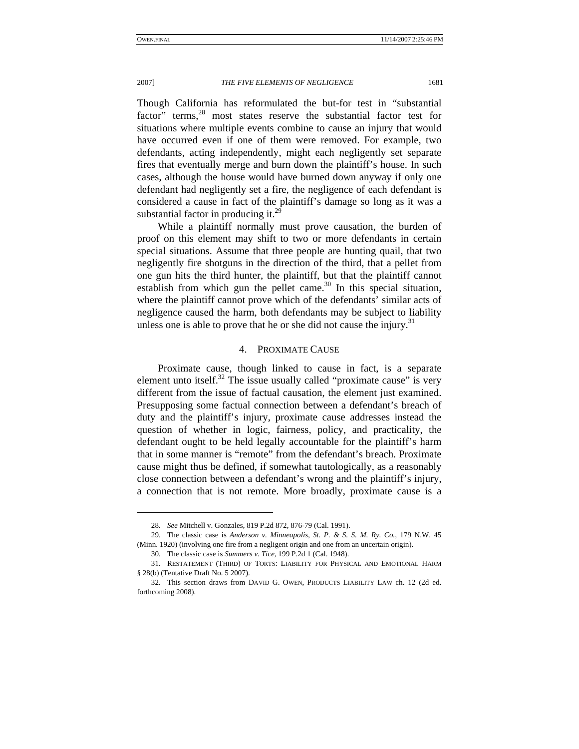Though California has reformulated the but-for test in "substantial factor" terms,[28] most states reserve the substantial factor test for situations where multiple events combine to cause an injury that would have occurred even if one of them were removed. For example, two defendants, acting independently, might each negligently set separate fires that eventually merge and burn down the plaintiff's house. In such cases, although the house would have burned down anyway if only one defendant had negligently set a fire, the negligence of each defendant is considered a cause in fact of the plaintiff's damage so long as it was a substantial factor in producing it.[29]

While a plaintiff normally must prove causation, the burden of proof on this element may shift to two or more defendants in certain special situations. Assume that three people are hunting quail, that two negligently fire shotguns in the direction of the third, that a pellet from one gun hits the third hunter, the plaintiff, but that the plaintiff cannot establish from which gun the pellet came.[30] In this special situation, where the plaintiff cannot prove which of the defendants' similar acts of negligence caused the harm, both defendants may be subject to liability unless one is able to prove that he or she did not cause the injury.[31]

### 4. PROXIMATE CAUSE

Proximate cause, though linked to cause in fact, is a separate element unto itself.[32] The issue usually called "proximate cause" is very different from the issue of factual causation, the element just examined. Presupposing some factual connection between a defendant's breach of duty and the plaintiff's injury, proximate cause addresses instead the question of whether in logic, fairness, policy, and practicality, the defendant ought to be held legally accountable for the plaintiff's harm that in some manner is "remote" from the defendant's breach. Proximate cause might thus be defined, if somewhat tautologically, as a reasonably close connection between a defendant's wrong and the plaintiff's injury, a connection that is not remote. More broadly, proximate cause is a

---

28. *See* Mitchell v. Gonzales, 819 P.2d 872, 876-79 (Cal. 1991).

29. The classic case is *Anderson v. Minneapolis, St. P. & S. S. M. Ry. Co.*, 179 N.W. 45 (Minn. 1920) (involving one fire from a negligent origin and one from an uncertain origin).

30. The classic case is *Summers v. Tice*, 199 P.2d 1 (Cal. 1948).

31. RESTATEMENT (THIRD) OF TORTS: LIABILITY FOR PHYSICAL AND EMOTIONAL HARM § 28(b) (Tentative Draft No. 5 2007).

32. This section draws from DAVID G. OWEN, PRODUCTS LIABILITY LAW ch. 12 (2d ed. forthcoming 2008).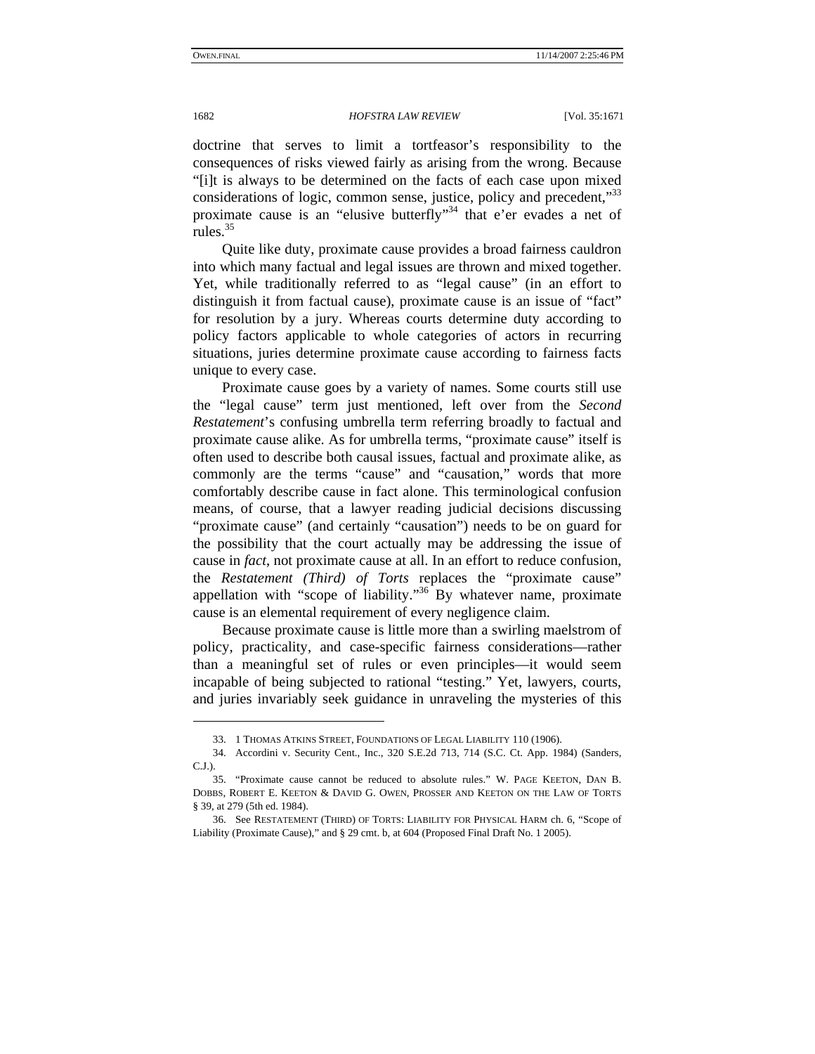doctrine that serves to limit a tortfeasor's responsibility to the consequences of risks viewed fairly as arising from the wrong. Because "[i]t is always to be determined on the facts of each case upon mixed considerations of logic, common sense, justice, policy and precedent,"[33] proximate cause is an "elusive butterfly"[34] that e'er evades a net of rules.[35]

Quite like duty, proximate cause provides a broad fairness cauldron into which many factual and legal issues are thrown and mixed together. Yet, while traditionally referred to as "legal cause" (in an effort to distinguish it from factual cause), proximate cause is an issue of "fact" for resolution by a jury. Whereas courts determine duty according to policy factors applicable to whole categories of actors in recurring situations, juries determine proximate cause according to fairness facts unique to every case.

Proximate cause goes by a variety of names. Some courts still use the "legal cause" term just mentioned, left over from the *Second Restatement*'s confusing umbrella term referring broadly to factual and proximate cause alike. As for umbrella terms, "proximate cause" itself is often used to describe both causal issues, factual and proximate alike, as commonly are the terms "cause" and "causation," words that more comfortably describe cause in fact alone. This terminological confusion means, of course, that a lawyer reading judicial decisions discussing "proximate cause" (and certainly "causation") needs to be on guard for the possibility that the court actually may be addressing the issue of cause in *fact*, not proximate cause at all. In an effort to reduce confusion, the *Restatement (Third) of Torts* replaces the "proximate cause" appellation with "scope of liability."[36] By whatever name, proximate cause is an elemental requirement of every negligence claim.

Because proximate cause is little more than a swirling maelstrom of policy, practicality, and case-specific fairness considerations—rather than a meaningful set of rules or even principles—it would seem incapable of being subjected to rational "testing." Yet, lawyers, courts, and juries invariably seek guidance in unraveling the mysteries of this

---

33. 1 THOMAS ATKINS STREET, FOUNDATIONS OF LEGAL LIABILITY 110 (1906).

34. Accordini v. Security Cent., Inc., 320 S.E.2d 713, 714 (S.C. Ct. App. 1984) (Sanders, C.J.).

35. "Proximate cause cannot be reduced to absolute rules." W. PAGE KEETON, DAN B. DOBBS, ROBERT E. KEETON & DAVID G. OWEN, PROSSER AND KEETON ON THE LAW OF TORTS § 39, at 279 (5th ed. 1984).

36. See RESTATEMENT (THIRD) OF TORTS: LIABILITY FOR PHYSICAL HARM ch. 6, "Scope of Liability (Proximate Cause)," and § 29 cmt. b, at 604 (Proposed Final Draft No. 1 2005).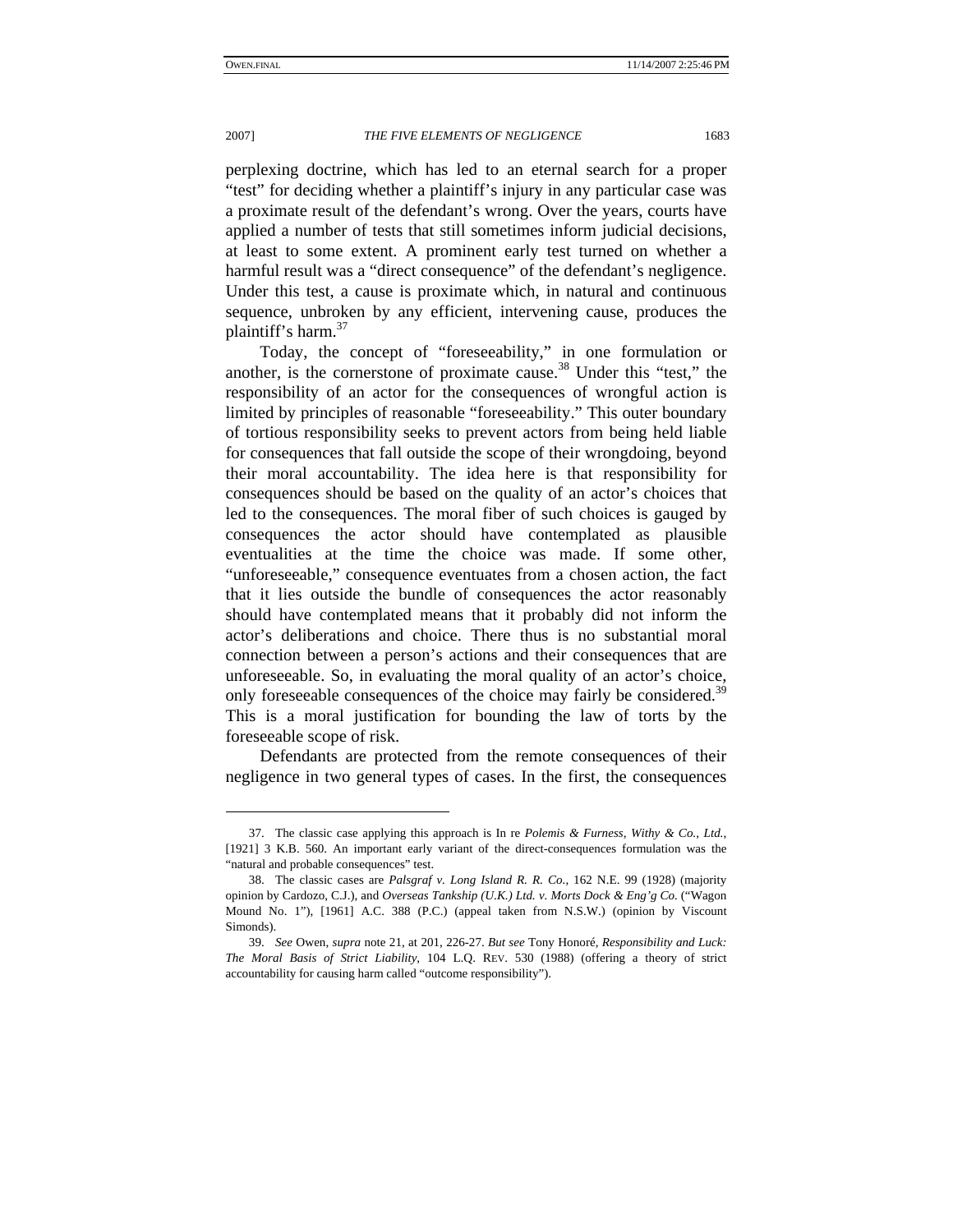perplexing doctrine, which has led to an eternal search for a proper "test" for deciding whether a plaintiff's injury in any particular case was a proximate result of the defendant's wrong. Over the years, courts have applied a number of tests that still sometimes inform judicial decisions, at least to some extent. A prominent early test turned on whether a harmful result was a "direct consequence" of the defendant's negligence. Under this test, a cause is proximate which, in natural and continuous sequence, unbroken by any efficient, intervening cause, produces the plaintiff's harm.[37]

Today, the concept of "foreseeability," in one formulation or another, is the cornerstone of proximate cause.[38] Under this "test," the responsibility of an actor for the consequences of wrongful action is limited by principles of reasonable "foreseeability." This outer boundary of tortious responsibility seeks to prevent actors from being held liable for consequences that fall outside the scope of their wrongdoing, beyond their moral accountability. The idea here is that responsibility for consequences should be based on the quality of an actor's choices that led to the consequences. The moral fiber of such choices is gauged by consequences the actor should have contemplated as plausible eventualities at the time the choice was made. If some other, "unforeseeable," consequence eventuates from a chosen action, the fact that it lies outside the bundle of consequences the actor reasonably should have contemplated means that it probably did not inform the actor's deliberations and choice. There thus is no substantial moral connection between a person's actions and their consequences that are unforeseeable. So, in evaluating the moral quality of an actor's choice, only foreseeable consequences of the choice may fairly be considered.[39] This is a moral justification for bounding the law of torts by the foreseeable scope of risk.

Defendants are protected from the remote consequences of their negligence in two general types of cases. In the first, the consequences

---

37. The classic case applying this approach is In re *Polemis & Furness, Withy & Co., Ltd.*, [1921] 3 K.B. 560. An important early variant of the direct-consequences formulation was the "natural and probable consequences" test.

38. The classic cases are *Palsgraf v. Long Island R. R. Co.*, 162 N.E. 99 (1928) (majority opinion by Cardozo, C.J.), and *Overseas Tankship (U.K.) Ltd. v. Morts Dock & Eng'g Co.* ("Wagon Mound No. 1"), [1961] A.C. 388 (P.C.) (appeal taken from N.S.W.) (opinion by Viscount Simonds).

39. *See* Owen, *supra* note 21, at 201, 226-27. *But see* Tony Honoré, *Responsibility and Luck: The Moral Basis of Strict Liability*, 104 L.Q. REV. 530 (1988) (offering a theory of strict accountability for causing harm called "outcome responsibility").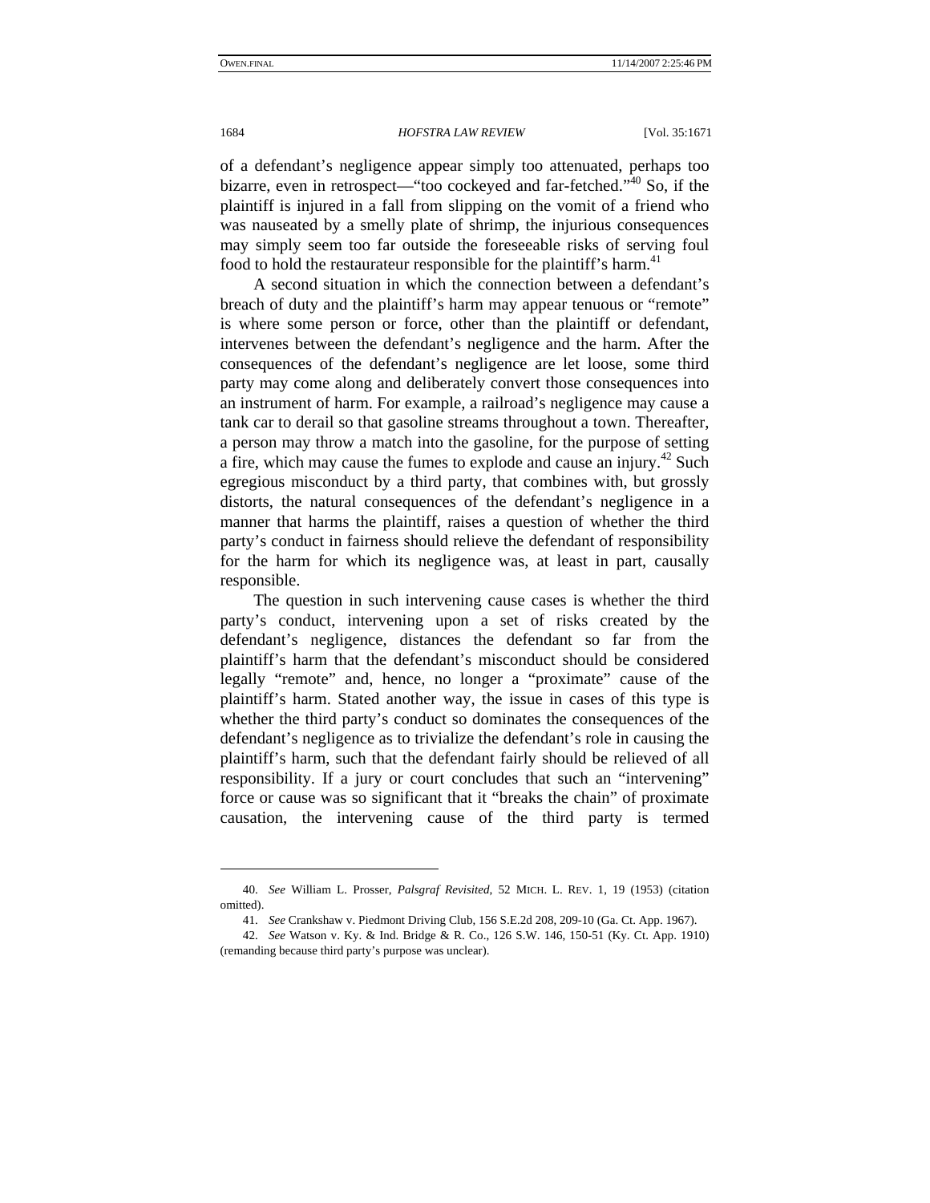of a defendant's negligence appear simply too attenuated, perhaps too bizarre, even in retrospect—"too cockeyed and far-fetched."[40] So, if the plaintiff is injured in a fall from slipping on the vomit of a friend who was nauseated by a smelly plate of shrimp, the injurious consequences may simply seem too far outside the foreseeable risks of serving foul food to hold the restaurateur responsible for the plaintiff's harm.[41]

A second situation in which the connection between a defendant's breach of duty and the plaintiff's harm may appear tenuous or "remote" is where some person or force, other than the plaintiff or defendant, intervenes between the defendant's negligence and the harm. After the consequences of the defendant's negligence are let loose, some third party may come along and deliberately convert those consequences into an instrument of harm. For example, a railroad's negligence may cause a tank car to derail so that gasoline streams throughout a town. Thereafter, a person may throw a match into the gasoline, for the purpose of setting a fire, which may cause the fumes to explode and cause an injury.[42] Such egregious misconduct by a third party, that combines with, but grossly distorts, the natural consequences of the defendant's negligence in a manner that harms the plaintiff, raises a question of whether the third party's conduct in fairness should relieve the defendant of responsibility for the harm for which its negligence was, at least in part, causally responsible.

The question in such intervening cause cases is whether the third party's conduct, intervening upon a set of risks created by the defendant's negligence, distances the defendant so far from the plaintiff's harm that the defendant's misconduct should be considered legally "remote" and, hence, no longer a "proximate" cause of the plaintiff's harm. Stated another way, the issue in cases of this type is whether the third party's conduct so dominates the consequences of the defendant's negligence as to trivialize the defendant's role in causing the plaintiff's harm, such that the defendant fairly should be relieved of all responsibility. If a jury or court concludes that such an "intervening" force or cause was so significant that it "breaks the chain" of proximate causation, the intervening cause of the third party is termed

---

40. *See* William L. Prosser, *Palsgraf Revisited*, 52 MICH. L. REV. 1, 19 (1953) (citation omitted).

41. *See* Crankshaw v. Piedmont Driving Club, 156 S.E.2d 208, 209-10 (Ga. Ct. App. 1967).

42. *See* Watson v. Ky. & Ind. Bridge & R. Co., 126 S.W. 146, 150-51 (Ky. Ct. App. 1910) (remanding because third party's purpose was unclear).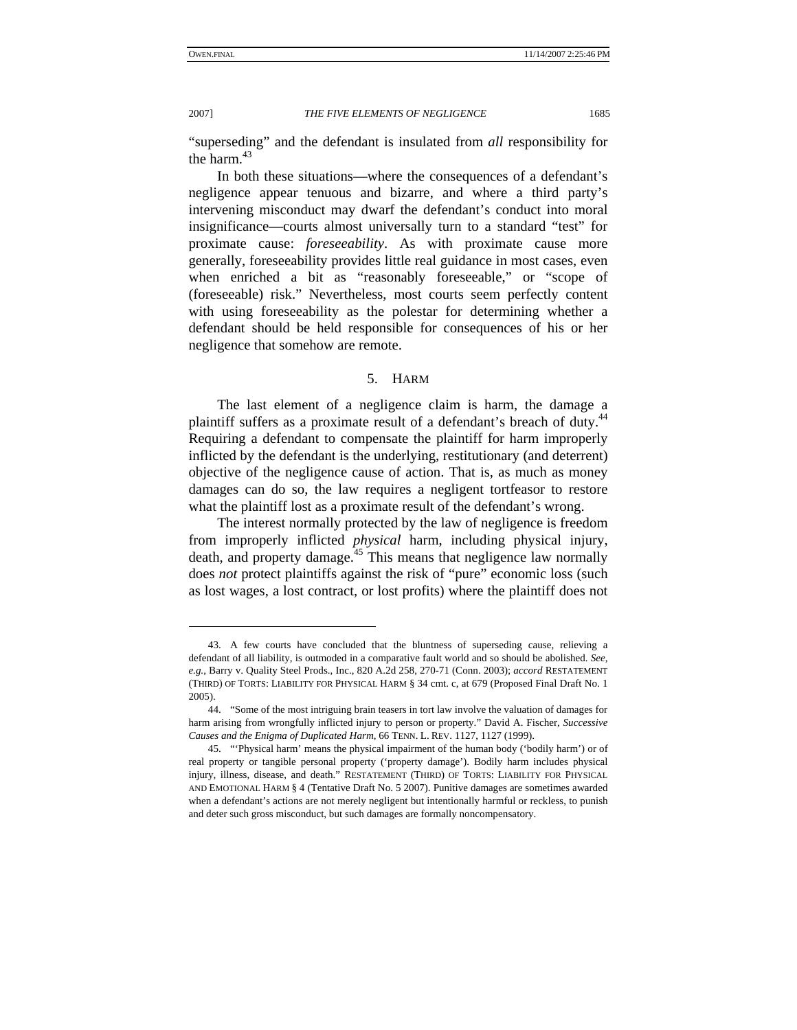"superseding" and the defendant is insulated from *all* responsibility for the harm.[43]

In both these situations—where the consequences of a defendant's negligence appear tenuous and bizarre, and where a third party's intervening misconduct may dwarf the defendant's conduct into moral insignificance—courts almost universally turn to a standard "test" for proximate cause: *foreseeability*. As with proximate cause more generally, foreseeability provides little real guidance in most cases, even when enriched a bit as "reasonably foreseeable," or "scope of (foreseeable) risk." Nevertheless, most courts seem perfectly content with using foreseeability as the polestar for determining whether a defendant should be held responsible for consequences of his or her negligence that somehow are remote.

## 5. Harm

The last element of a negligence claim is harm, the damage a plaintiff suffers as a proximate result of a defendant's breach of duty.[44] Requiring a defendant to compensate the plaintiff for harm improperly inflicted by the defendant is the underlying, restitutionary (and deterrent) objective of the negligence cause of action. That is, as much as money damages can do so, the law requires a negligent tortfeasor to restore what the plaintiff lost as a proximate result of the defendant's wrong.

The interest normally protected by the law of negligence is freedom from improperly inflicted *physical* harm, including physical injury, death, and property damage.[45] This means that negligence law normally does *not* protect plaintiffs against the risk of "pure" economic loss (such as lost wages, a lost contract, or lost profits) where the plaintiff does not

---

43. A few courts have concluded that the bluntness of superseding cause, relieving a defendant of all liability, is outmoded in a comparative fault world and so should be abolished. *See, e.g.*, Barry v. Quality Steel Prods., Inc., 820 A.2d 258, 270-71 (Conn. 2003); *accord* RESTATEMENT (THIRD) OF TORTS: LIABILITY FOR PHYSICAL HARM § 34 cmt. c, at 679 (Proposed Final Draft No. 1 2005).

44. "Some of the most intriguing brain teasers in tort law involve the valuation of damages for harm arising from wrongfully inflicted injury to person or property." David A. Fischer, *Successive Causes and the Enigma of Duplicated Harm*, 66 TENN. L. REV. 1127, 1127 (1999).

45. "'Physical harm' means the physical impairment of the human body ('bodily harm') or of real property or tangible personal property ('property damage'). Bodily harm includes physical injury, illness, disease, and death." RESTATEMENT (THIRD) OF TORTS: LIABILITY FOR PHYSICAL AND EMOTIONAL HARM § 4 (Tentative Draft No. 5 2007). Punitive damages are sometimes awarded when a defendant's actions are not merely negligent but intentionally harmful or reckless, to punish and deter such gross misconduct, but such damages are formally noncompensatory.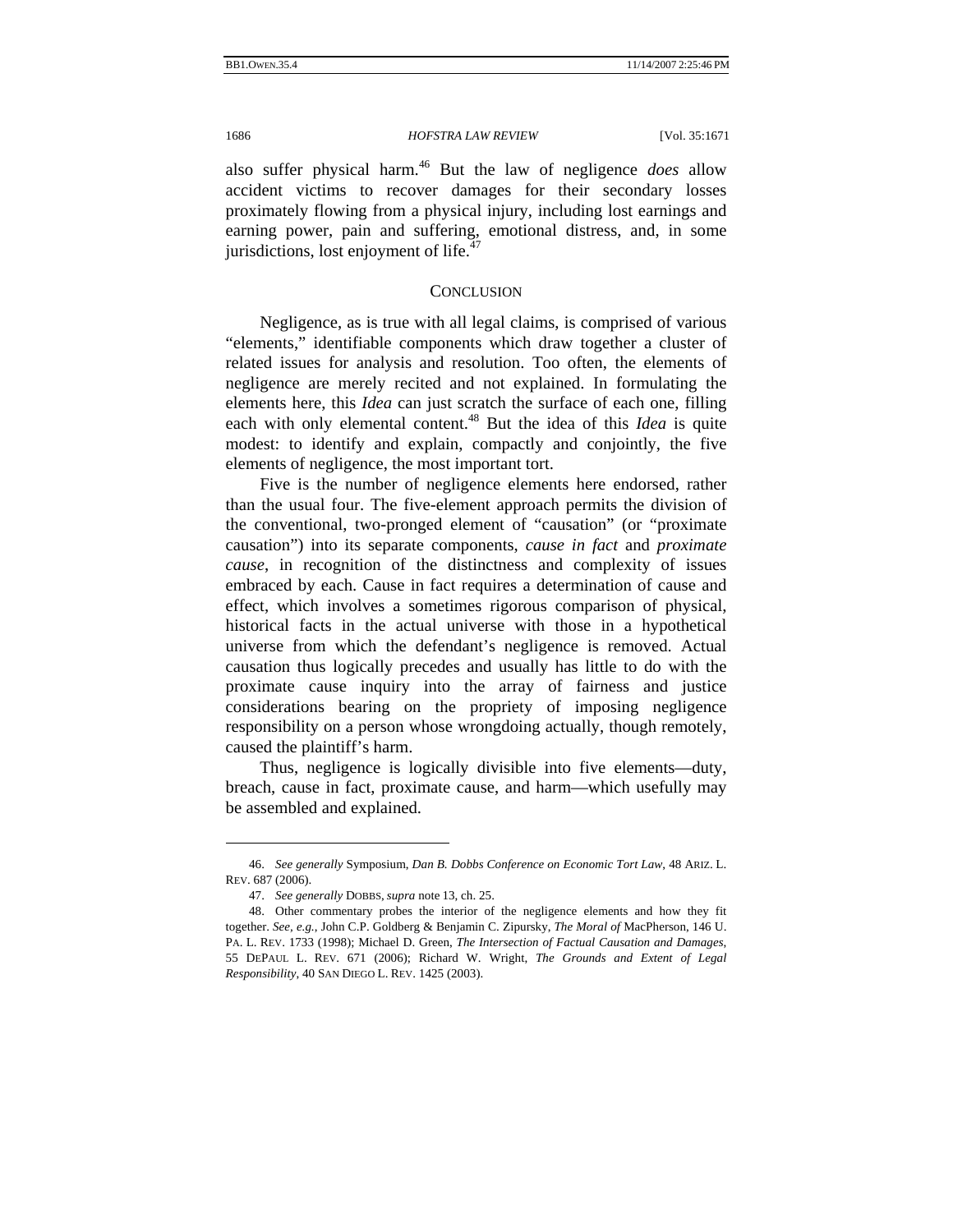also suffer physical harm.[46] But the law of negligence *does* allow accident victims to recover damages for their secondary losses proximately flowing from a physical injury, including lost earnings and earning power, pain and suffering, emotional distress, and, in some jurisdictions, lost enjoyment of life.[47]

## CONCLUSION

Negligence, as is true with all legal claims, is comprised of various "elements," identifiable components which draw together a cluster of related issues for analysis and resolution. Too often, the elements of negligence are merely recited and not explained. In formulating the elements here, this *Idea* can just scratch the surface of each one, filling each with only elemental content.[48] But the idea of this *Idea* is quite modest: to identify and explain, compactly and conjointly, the five elements of negligence, the most important tort.

Five is the number of negligence elements here endorsed, rather than the usual four. The five-element approach permits the division of the conventional, two-pronged element of "causation" (or "proximate causation") into its separate components, *cause in fact* and *proximate cause*, in recognition of the distinctness and complexity of issues embraced by each. Cause in fact requires a determination of cause and effect, which involves a sometimes rigorous comparison of physical, historical facts in the actual universe with those in a hypothetical universe from which the defendant's negligence is removed. Actual causation thus logically precedes and usually has little to do with the proximate cause inquiry into the array of fairness and justice considerations bearing on the propriety of imposing negligence responsibility on a person whose wrongdoing actually, though remotely, caused the plaintiff's harm.

Thus, negligence is logically divisible into five elements—duty, breach, cause in fact, proximate cause, and harm—which usefully may be assembled and explained.

---

46. *See generally* Symposium, *Dan B. Dobbs Conference on Economic Tort Law*, 48 ARIZ. L. REV. 687 (2006).

47. *See generally* DOBBS, *supra* note 13, ch. 25.

48. Other commentary probes the interior of the negligence elements and how they fit together. *See, e.g.*, John C.P. Goldberg & Benjamin C. Zipursky, *The Moral of* MacPherson, 146 U. PA. L. REV. 1733 (1998); Michael D. Green, *The Intersection of Factual Causation and Damages*, 55 DEPAUL L. REV. 671 (2006); Richard W. Wright, *The Grounds and Extent of Legal Responsibility*, 40 SAN DIEGO L. REV. 1425 (2003).